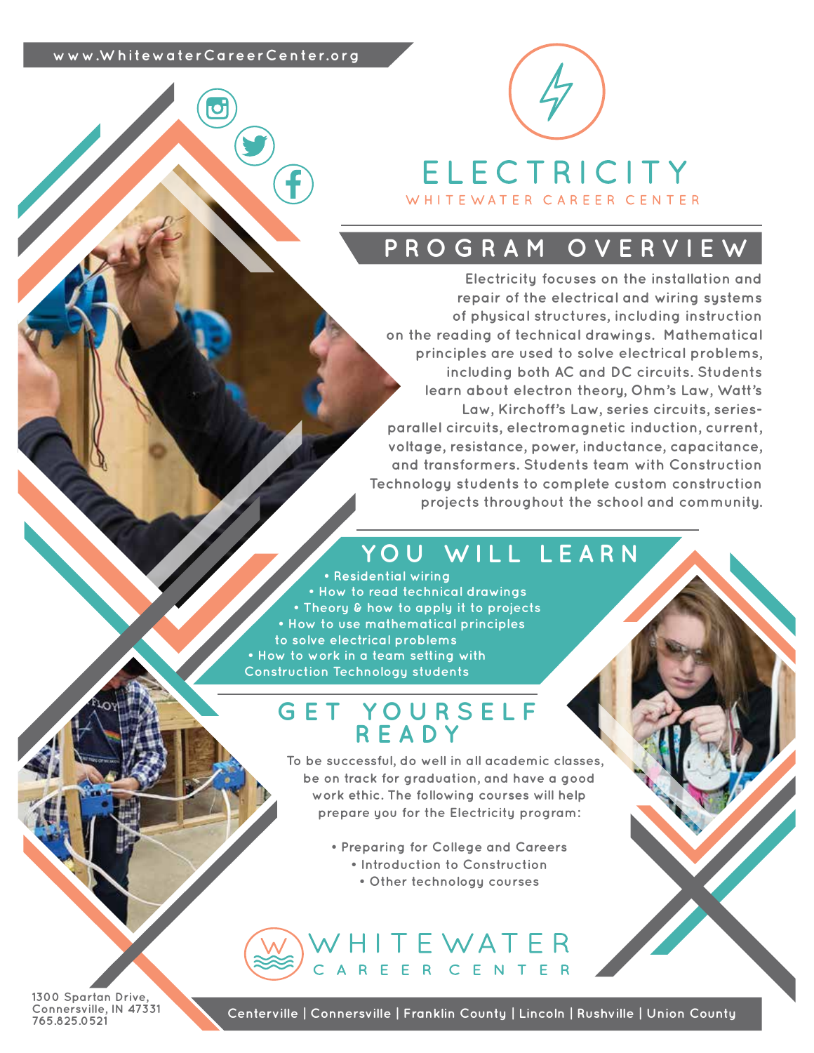www.WhitewaterCareerCenter.org

# ELECTRICITY

WHITEWATER CAREER CENTER

## PROGRAM OVERVIEW

Electricity focuses on the installation and repair of the electrical and wiring systems of physical structures, including instruction on the reading of technical drawings. Mathematical principles are used to solve electrical problems, including both AC and DC circuits. Students learn about electron theory, Ohm's Law, Watt's Law, Kirchoff's Law, series circuits, series-parallel circuits, electromagnetic induction, current, voltage, resistance, power, inductance, capacitance, and transformers. Students team with Construction Technology students to complete custom construction projects throughout the school and community.

## YOU WILL LEARN

- Residential wiring
- How to read technical drawings
- Theory & how to apply it to projects
- How to use mathematical principles to solve electrical problems
- How to work in a team setting with Construction Technology students

## GET YOURSELF READY

To be successful, do well in all academic classes, be on track for graduation, and have a good work ethic. The following courses will help prepare you for the Electricity program:

- Preparing for College and Careers
- Introduction to Construction
- Other technology courses

WHITEWATER CAREER CENTER

1300 Spartan Drive,
Connersville, IN 47331
765.825.0521

Centerville | Connersville | Franklin County | Lincoln | Rushville | Union County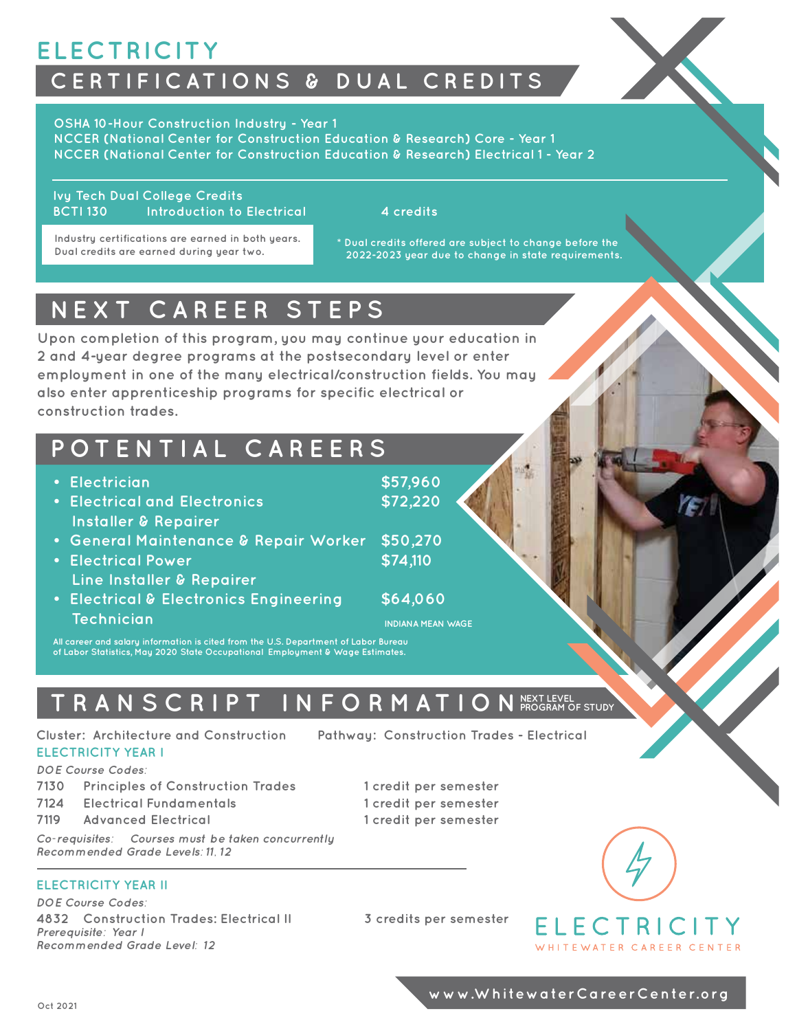# ELECTRICITY

## CERTIFICATIONS & DUAL CREDITS

OSHA 10-Hour Construction Industry - Year 1
NCCER (National Center for Construction Education & Research) Core - Year 1
NCCER (National Center for Construction Education & Research) Electrical 1 - Year 2

Ivy Tech Dual College Credits

| | | |
|---|---|---|
| BCTI 130 | Introduction to Electrical | 4 credits |

Industry certifications are earned in both years. Dual credits are earned during year two.

\* Dual credits offered are subject to change before the 2022-2023 year due to change in state requirements.

## NEXT CAREER STEPS

Upon completion of this program, you may continue your education in 2 and 4-year degree programs at the postsecondary level or enter employment in one of the many electrical/construction fields. You may also enter apprenticeship programs for specific electrical or construction trades.

## POTENTIAL CAREERS

| | INDIANA MEAN WAGE |
|---|---|
| Electrician | $57,960 |
| Electrical and Electronics Installer & Repairer | $72,220 |
| General Maintenance & Repair Worker | $50,270 |
| Electrical Power Line Installer & Repairer | $74,110 |
| Electrical & Electronics Engineering Technician | $64,060 |

All career and salary information is cited from the U.S. Department of Labor Bureau of Labor Statistics, May 2020 State Occupational Employment & Wage Estimates.

## TRANSCRIPT INFORMATION

NEXT LEVEL PROGRAM OF STUDY

Cluster: Architecture and Construction    Pathway: Construction Trades - Electrical

### ELECTRICITY YEAR I

*DOE Course Codes:*

| | | |
|---|---|---|
| 7130 | Principles of Construction Trades | 1 credit per semester |
| 7124 | Electrical Fundamentals | 1 credit per semester |
| 7119 | Advanced Electrical | 1 credit per semester |

*Co-requisites: Courses must be taken concurrently*
*Recommended Grade Levels: 11, 12*

### ELECTRICITY YEAR II

*DOE Course Codes:*

| | | |
|---|---|---|
| 4832 | Construction Trades: Electrical II | 3 credits per semester |

*Prerequisite: Year I*
*Recommended Grade Level: 12*

ELECTRICITY
WHITEWATER CAREER CENTER

www.WhitewaterCareerCenter.org

Oct 2021